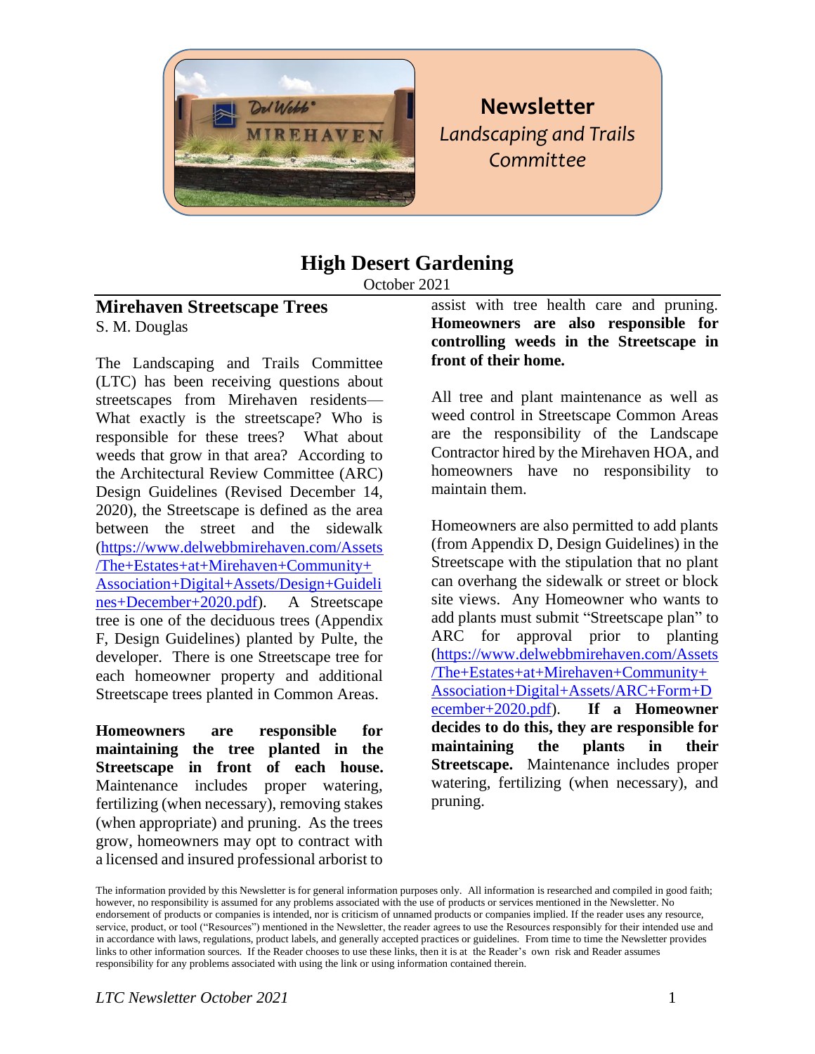# Newsletter

*Landscaping and Trails Committee*

## High Desert Gardening

October 2021

### Mirehaven Streetscape Trees

S. M. Douglas

The Landscaping and Trails Committee (LTC) has been receiving questions about streetscapes from Mirehaven residents—What exactly is the streetscape? Who is responsible for these trees? What about weeds that grow in that area? According to the Architectural Review Committee (ARC) Design Guidelines (Revised December 14, 2020), the Streetscape is defined as the area between the street and the sidewalk (https://www.delwebbmirehaven.com/Assets/The+Estates+at+Mirehaven+Community+Association+Digital+Assets/Design+Guidelines+December+2020.pdf). A Streetscape tree is one of the deciduous trees (Appendix F, Design Guidelines) planted by Pulte, the developer. There is one Streetscape tree for each homeowner property and additional Streetscape trees planted in Common Areas.

**Homeowners are responsible for maintaining the tree planted in the Streetscape in front of each house.** Maintenance includes proper watering, fertilizing (when necessary), removing stakes (when appropriate) and pruning. As the trees grow, homeowners may opt to contract with a licensed and insured professional arborist to assist with tree health care and pruning. **Homeowners are also responsible for controlling weeds in the Streetscape in front of their home.**

All tree and plant maintenance as well as weed control in Streetscape Common Areas are the responsibility of the Landscape Contractor hired by the Mirehaven HOA, and homeowners have no responsibility to maintain them.

Homeowners are also permitted to add plants (from Appendix D, Design Guidelines) in the Streetscape with the stipulation that no plant can overhang the sidewalk or street or block site views. Any Homeowner who wants to add plants must submit "Streetscape plan" to ARC for approval prior to planting (https://www.delwebbmirehaven.com/Assets/The+Estates+at+Mirehaven+Community+Association+Digital+Assets/ARC+Form+December+2020.pdf). **If a Homeowner decides to do this, they are responsible for maintaining the plants in their Streetscape.** Maintenance includes proper watering, fertilizing (when necessary), and pruning.

The information provided by this Newsletter is for general information purposes only. All information is researched and compiled in good faith; however, no responsibility is assumed for any problems associated with the use of products or services mentioned in the Newsletter. No endorsement of products or companies is intended, nor is criticism of unnamed products or companies implied. If the reader uses any resource, service, product, or tool ("Resources") mentioned in the Newsletter, the reader agrees to use the Resources responsibly for their intended use and in accordance with laws, regulations, product labels, and generally accepted practices or guidelines. From time to time the Newsletter provides links to other information sources. If the Reader chooses to use these links, then it is at the Reader's own risk and Reader assumes responsibility for any problems associated with using the link or using information contained therein.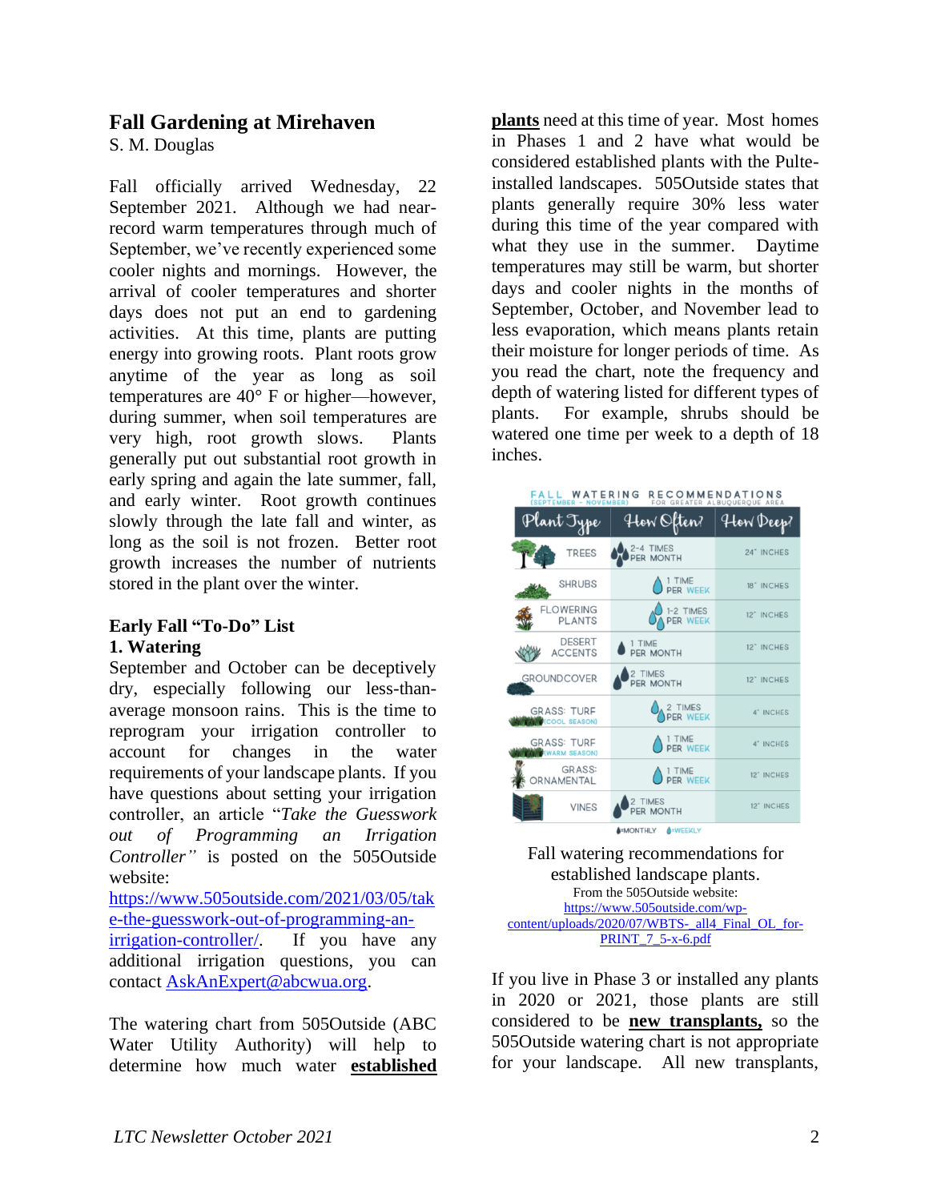## Fall Gardening at Mirehaven

S. M. Douglas

Fall officially arrived Wednesday, 22 September 2021. Although we had near-record warm temperatures through much of September, we've recently experienced some cooler nights and mornings. However, the arrival of cooler temperatures and shorter days does not put an end to gardening activities. At this time, plants are putting energy into growing roots. Plant roots grow anytime of the year as long as soil temperatures are 40° F or higher—however, during summer, when soil temperatures are very high, root growth slows. Plants generally put out substantial root growth in early spring and again the late summer, fall, and early winter. Root growth continues slowly through the late fall and winter, as long as the soil is not frozen. Better root growth increases the number of nutrients stored in the plant over the winter.

### Early Fall "To-Do" List

### 1. Watering

September and October can be deceptively dry, especially following our less-than-average monsoon rains. This is the time to reprogram your irrigation controller to account for changes in the water requirements of your landscape plants. If you have questions about setting your irrigation controller, an article "*Take the Guesswork out of Programming an Irrigation Controller"* is posted on the 505Outside website: https://www.505outside.com/2021/03/05/take-the-guesswork-out-of-programming-an-irrigation-controller/. If you have any additional irrigation questions, you can contact AskAnExpert@abcwua.org.

The watering chart from 505Outside (ABC Water Utility Authority) will help to determine how much water **established plants** need at this time of year. Most homes in Phases 1 and 2 have what would be considered established plants with the Pulte-installed landscapes. 505Outside states that plants generally require 30% less water during this time of the year compared with what they use in the summer. Daytime temperatures may still be warm, but shorter days and cooler nights in the months of September, October, and November lead to less evaporation, which means plants retain their moisture for longer periods of time. As you read the chart, note the frequency and depth of watering listed for different types of plants. For example, shrubs should be watered one time per week to a depth of 18 inches.

**FALL WATERING RECOMMENDATIONS** (SEPTEMBER – NOVEMBER) FOR GREATER ALBUQUERQUE AREA

| Plant Type | How Often? | How Deep? |
|---|---|---|
| TREES | 2-4 TIMES PER MONTH | 24" INCHES |
| SHRUBS | 1 TIME PER WEEK | 18" INCHES |
| FLOWERING PLANTS | 1-2 TIMES PER WEEK | 12" INCHES |
| DESERT ACCENTS | 1 TIME PER MONTH | 12" INCHES |
| GROUNDCOVER | 2 TIMES PER MONTH | 12" INCHES |
| GRASS: TURF (COOL SEASON) | 2 TIMES PER WEEK | 4" INCHES |
| GRASS: TURF (WARM SEASON) | 1 TIME PER WEEK | 4" INCHES |
| GRASS: ORNAMENTAL | 1 TIME PER WEEK | 12" INCHES |
| VINES | 2 TIMES PER MONTH | 12" INCHES |

=MONTHLY =WEEKLY

Fall watering recommendations for established landscape plants.
From the 505Outside website: https://www.505outside.com/wp-content/uploads/2020/07/WBTS-_all4_Final_OL_for-PRINT_7_5-x-6.pdf

If you live in Phase 3 or installed any plants in 2020 or 2021, those plants are still considered to be **new transplants,** so the 505Outside watering chart is not appropriate for your landscape. All new transplants,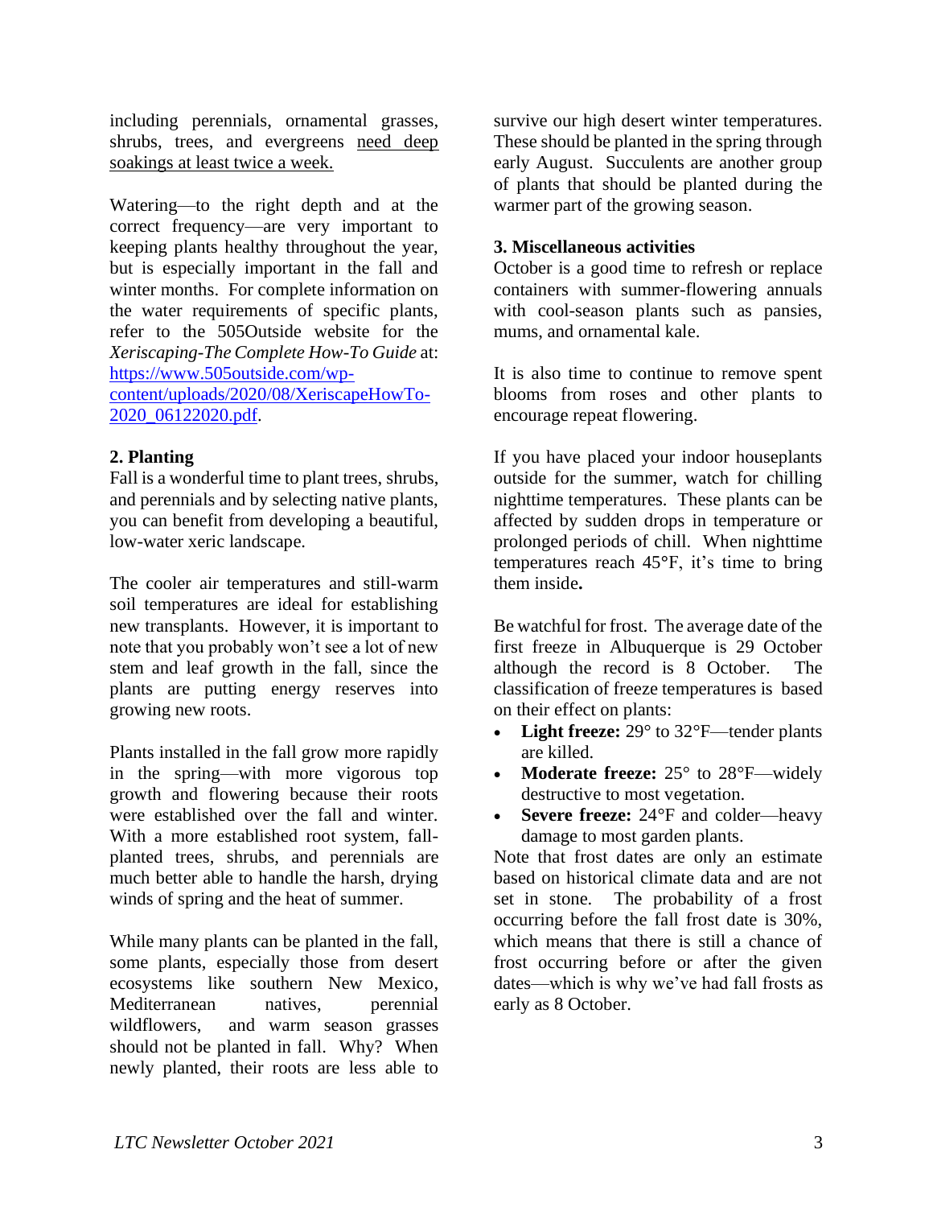including perennials, ornamental grasses, shrubs, trees, and evergreens need deep soakings at least twice a week.

Watering—to the right depth and at the correct frequency—are very important to keeping plants healthy throughout the year, but is especially important in the fall and winter months. For complete information on the water requirements of specific plants, refer to the 505Outside website for the *Xeriscaping-The Complete How-To Guide* at: https://www.505outside.com/wp-content/uploads/2020/08/XeriscapeHowTo-2020_06122020.pdf.

**2. Planting**

Fall is a wonderful time to plant trees, shrubs, and perennials and by selecting native plants, you can benefit from developing a beautiful, low-water xeric landscape.

The cooler air temperatures and still-warm soil temperatures are ideal for establishing new transplants. However, it is important to note that you probably won't see a lot of new stem and leaf growth in the fall, since the plants are putting energy reserves into growing new roots.

Plants installed in the fall grow more rapidly in the spring—with more vigorous top growth and flowering because their roots were established over the fall and winter. With a more established root system, fall-planted trees, shrubs, and perennials are much better able to handle the harsh, drying winds of spring and the heat of summer.

While many plants can be planted in the fall, some plants, especially those from desert ecosystems like southern New Mexico, Mediterranean natives, perennial wildflowers, and warm season grasses should not be planted in fall. Why? When newly planted, their roots are less able to survive our high desert winter temperatures. These should be planted in the spring through early August. Succulents are another group of plants that should be planted during the warmer part of the growing season.

**3. Miscellaneous activities**

October is a good time to refresh or replace containers with summer-flowering annuals with cool-season plants such as pansies, mums, and ornamental kale.

It is also time to continue to remove spent blooms from roses and other plants to encourage repeat flowering.

If you have placed your indoor houseplants outside for the summer, watch for chilling nighttime temperatures. These plants can be affected by sudden drops in temperature or prolonged periods of chill. When nighttime temperatures reach 45°F, it's time to bring them inside**.**

Be watchful for frost. The average date of the first freeze in Albuquerque is 29 October although the record is 8 October. The classification of freeze temperatures is based on their effect on plants:

- **Light freeze:** 29° to 32°F—tender plants are killed.
- **Moderate freeze:** 25° to 28°F—widely destructive to most vegetation.
- **Severe freeze:** 24°F and colder—heavy damage to most garden plants.

Note that frost dates are only an estimate based on historical climate data and are not set in stone. The probability of a frost occurring before the fall frost date is 30%, which means that there is still a chance of frost occurring before or after the given dates—which is why we've had fall frosts as early as 8 October.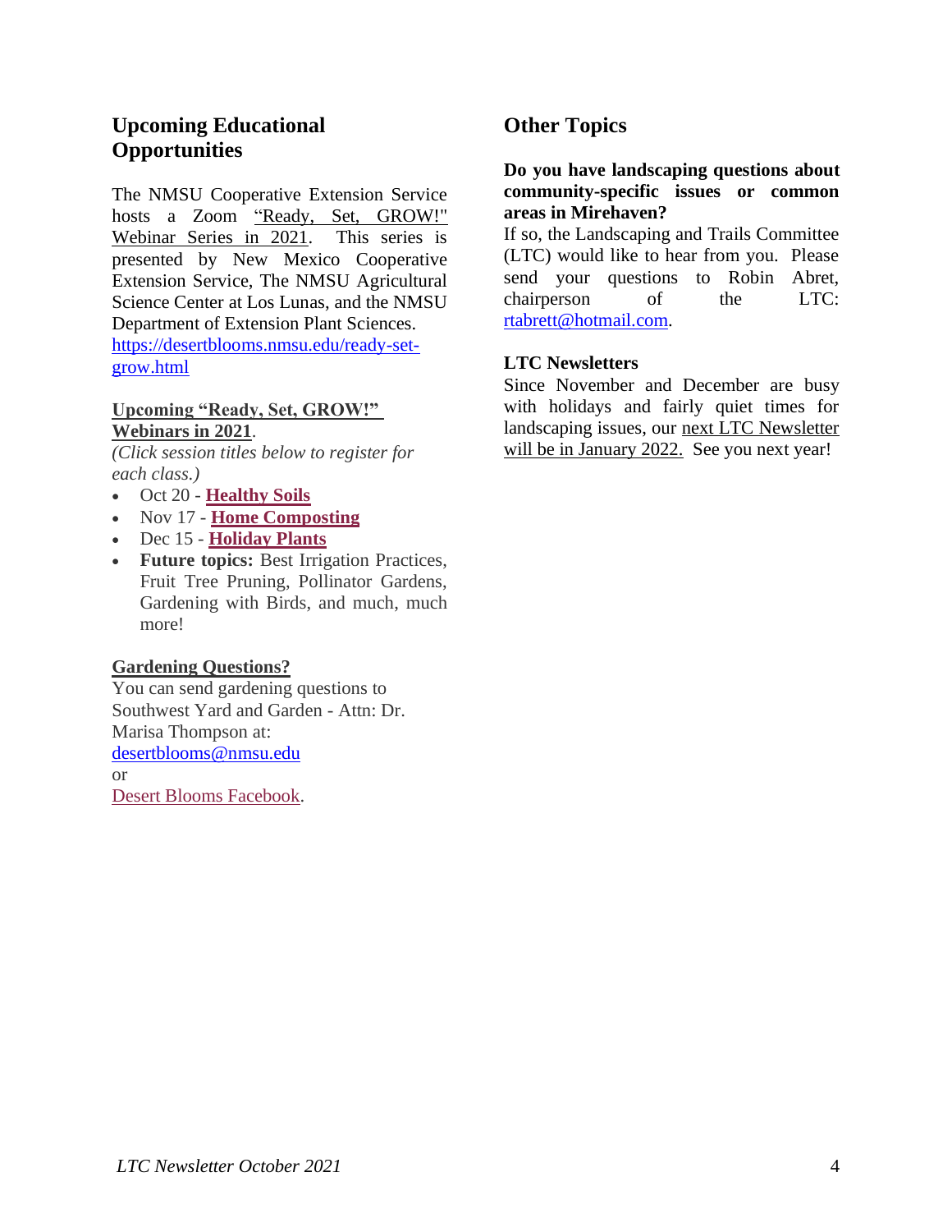## Upcoming Educational Opportunities

The NMSU Cooperative Extension Service hosts a Zoom "Ready, Set, GROW!" Webinar Series in 2021. This series is presented by New Mexico Cooperative Extension Service, The NMSU Agricultural Science Center at Los Lunas, and the NMSU Department of Extension Plant Sciences. https://desertblooms.nmsu.edu/ready-set-grow.html

**Upcoming "Ready, Set, GROW!" Webinars in 2021**.

*(Click session titles below to register for each class.)*

- Oct 20 - **Healthy Soils**
- Nov 17 - **Home Composting**
- Dec 15 - **Holiday Plants**
- **Future topics:** Best Irrigation Practices, Fruit Tree Pruning, Pollinator Gardens, Gardening with Birds, and much, much more!

**Gardening Questions?**

You can send gardening questions to Southwest Yard and Garden - Attn: Dr. Marisa Thompson at:
desertblooms@nmsu.edu
or
Desert Blooms Facebook.

## Other Topics

**Do you have landscaping questions about community-specific issues or common areas in Mirehaven?**

If so, the Landscaping and Trails Committee (LTC) would like to hear from you. Please send your questions to Robin Abret, chairperson of the LTC: rtabrett@hotmail.com.

**LTC Newsletters**

Since November and December are busy with holidays and fairly quiet times for landscaping issues, our next LTC Newsletter will be in January 2022. See you next year!